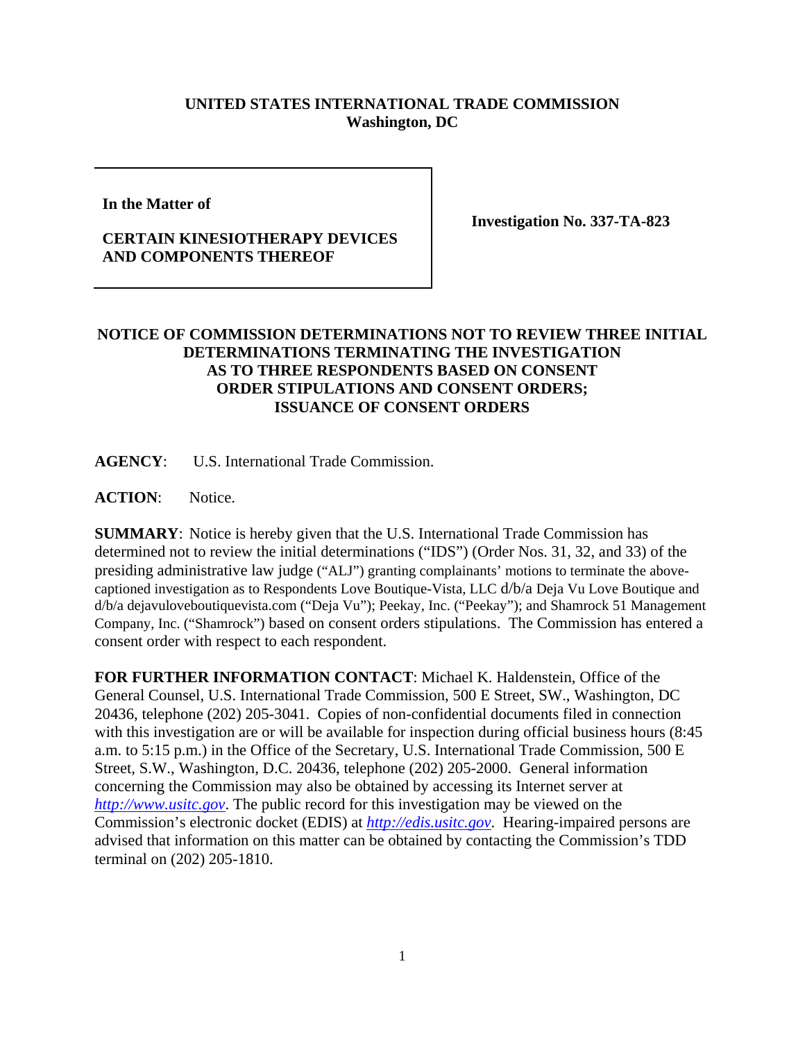**UNITED STATES INTERNATIONAL TRADE COMMISSION**
**Washington, DC**

| In the Matter of<br><br>**CERTAIN KINESIOTHERAPY DEVICES AND COMPONENTS THEREOF** | **Investigation No. 337-TA-823** |
|---|---|

**NOTICE OF COMMISSION DETERMINATIONS NOT TO REVIEW THREE INITIAL DETERMINATIONS TERMINATING THE INVESTIGATION AS TO THREE RESPONDENTS BASED ON CONSENT ORDER STIPULATIONS AND CONSENT ORDERS; ISSUANCE OF CONSENT ORDERS**

**AGENCY**: U.S. International Trade Commission.

**ACTION**: Notice.

**SUMMARY**: Notice is hereby given that the U.S. International Trade Commission has determined not to review the initial determinations ("IDS") (Order Nos. 31, 32, and 33) of the presiding administrative law judge ("ALJ") granting complainants' motions to terminate the above-captioned investigation as to Respondents Love Boutique-Vista, LLC d/b/a Deja Vu Love Boutique and d/b/a dejavuloveboutiquevista.com ("Deja Vu"); Peekay, Inc. ("Peekay"); and Shamrock 51 Management Company, Inc. ("Shamrock") based on consent orders stipulations. The Commission has entered a consent order with respect to each respondent.

**FOR FURTHER INFORMATION CONTACT**: Michael K. Haldenstein, Office of the General Counsel, U.S. International Trade Commission, 500 E Street, SW., Washington, DC 20436, telephone (202) 205-3041. Copies of non-confidential documents filed in connection with this investigation are or will be available for inspection during official business hours (8:45 a.m. to 5:15 p.m.) in the Office of the Secretary, U.S. International Trade Commission, 500 E Street, S.W., Washington, D.C. 20436, telephone (202) 205-2000. General information concerning the Commission may also be obtained by accessing its Internet server at *http://www.usitc.gov*. The public record for this investigation may be viewed on the Commission's electronic docket (EDIS) at *http://edis.usitc.gov*. Hearing-impaired persons are advised that information on this matter can be obtained by contacting the Commission's TDD terminal on (202) 205-1810.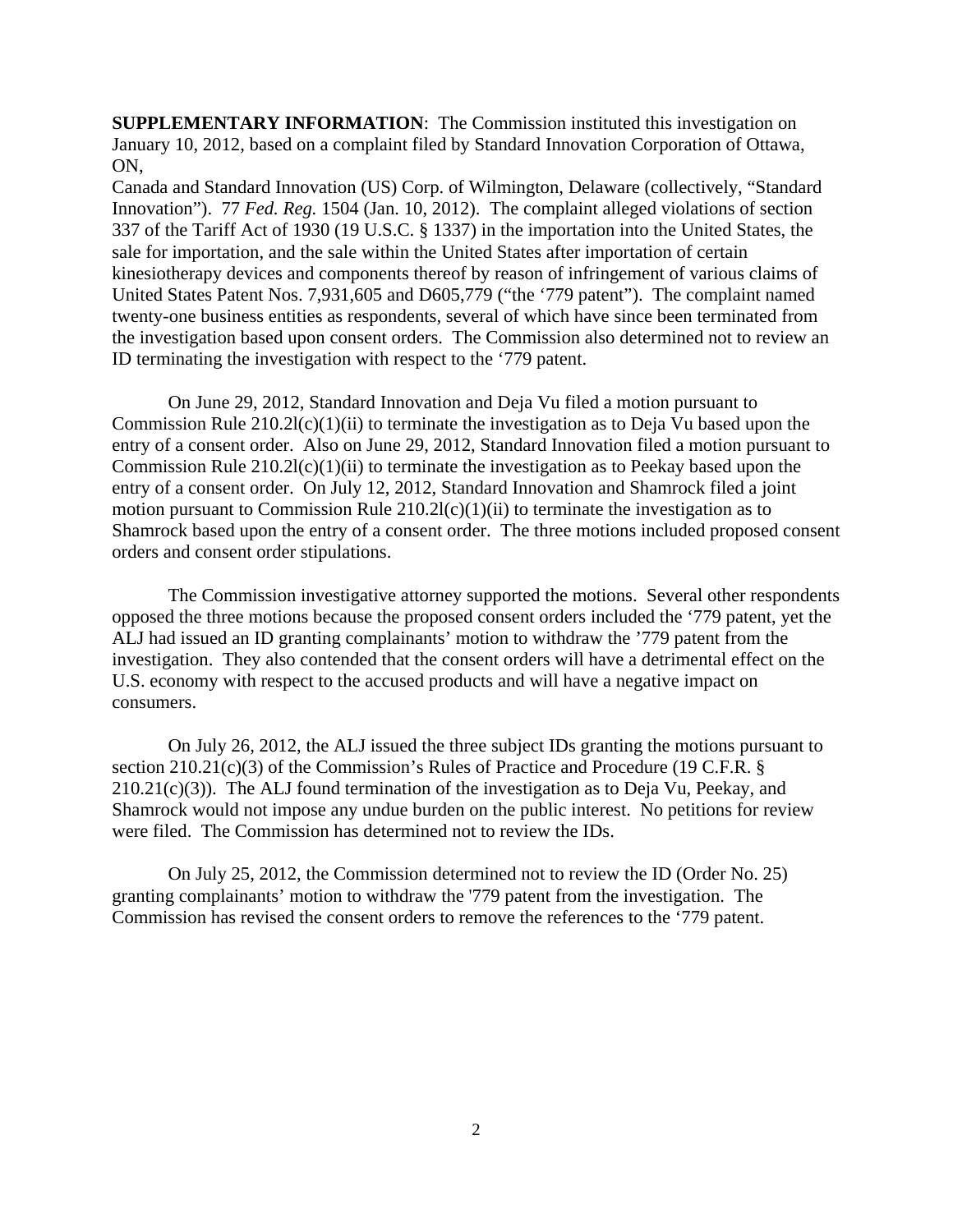**SUPPLEMENTARY INFORMATION**: The Commission instituted this investigation on January 10, 2012, based on a complaint filed by Standard Innovation Corporation of Ottawa, ON,
Canada and Standard Innovation (US) Corp. of Wilmington, Delaware (collectively, "Standard Innovation"). 77 *Fed. Reg.* 1504 (Jan. 10, 2012). The complaint alleged violations of section 337 of the Tariff Act of 1930 (19 U.S.C. § 1337) in the importation into the United States, the sale for importation, and the sale within the United States after importation of certain kinesiotherapy devices and components thereof by reason of infringement of various claims of United States Patent Nos. 7,931,605 and D605,779 ("the '779 patent"). The complaint named twenty-one business entities as respondents, several of which have since been terminated from the investigation based upon consent orders. The Commission also determined not to review an ID terminating the investigation with respect to the '779 patent.

On June 29, 2012, Standard Innovation and Deja Vu filed a motion pursuant to Commission Rule 210.2l(c)(1)(ii) to terminate the investigation as to Deja Vu based upon the entry of a consent order. Also on June 29, 2012, Standard Innovation filed a motion pursuant to Commission Rule 210.2l(c)(1)(ii) to terminate the investigation as to Peekay based upon the entry of a consent order. On July 12, 2012, Standard Innovation and Shamrock filed a joint motion pursuant to Commission Rule 210.2l(c)(1)(ii) to terminate the investigation as to Shamrock based upon the entry of a consent order. The three motions included proposed consent orders and consent order stipulations.

The Commission investigative attorney supported the motions. Several other respondents opposed the three motions because the proposed consent orders included the '779 patent, yet the ALJ had issued an ID granting complainants' motion to withdraw the '779 patent from the investigation. They also contended that the consent orders will have a detrimental effect on the U.S. economy with respect to the accused products and will have a negative impact on consumers.

On July 26, 2012, the ALJ issued the three subject IDs granting the motions pursuant to section 210.21(c)(3) of the Commission's Rules of Practice and Procedure (19 C.F.R. § 210.21(c)(3)). The ALJ found termination of the investigation as to Deja Vu, Peekay, and Shamrock would not impose any undue burden on the public interest. No petitions for review were filed. The Commission has determined not to review the IDs.

On July 25, 2012, the Commission determined not to review the ID (Order No. 25) granting complainants' motion to withdraw the '779 patent from the investigation. The Commission has revised the consent orders to remove the references to the '779 patent.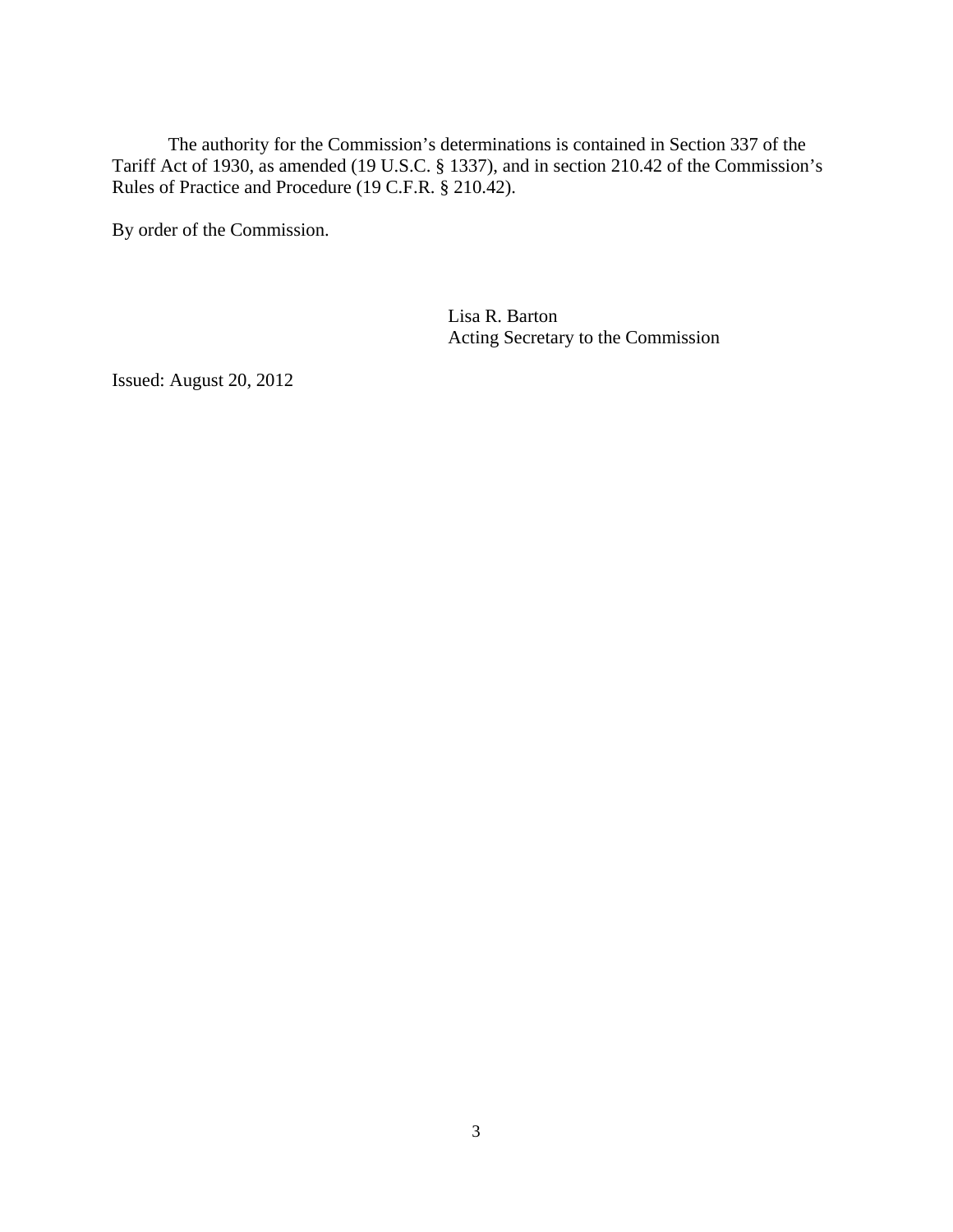The authority for the Commission's determinations is contained in Section 337 of the Tariff Act of 1930, as amended (19 U.S.C. § 1337), and in section 210.42 of the Commission's Rules of Practice and Procedure (19 C.F.R. § 210.42).

By order of the Commission.

Lisa R. Barton
Acting Secretary to the Commission

Issued: August 20, 2012